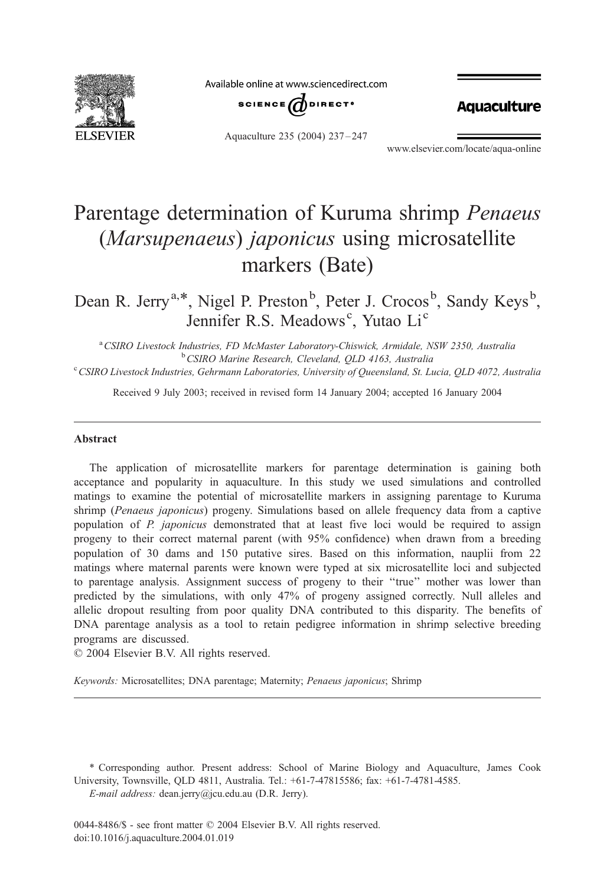# Parentage determination of Kuruma shrimp *Penaeus* (*Marsupenaeus*) *japonicus* using microsatellite markers (Bate)

Dean R. Jerry[a,*], Nigel P. Preston[b], Peter J. Crocos[b], Sandy Keys[b], Jennifer R.S. Meadows[c], Yutao Li[c]

[a] *CSIRO Livestock Industries, FD McMaster Laboratory-Chiswick, Armidale, NSW 2350, Australia*
[b] *CSIRO Marine Research, Cleveland, QLD 4163, Australia*
[c] *CSIRO Livestock Industries, Gehrmann Laboratories, University of Queensland, St. Lucia, QLD 4072, Australia*

Received 9 July 2003; received in revised form 14 January 2004; accepted 16 January 2004

## Abstract

The application of microsatellite markers for parentage determination is gaining both acceptance and popularity in aquaculture. In this study we used simulations and controlled matings to examine the potential of microsatellite markers in assigning parentage to Kuruma shrimp (*Penaeus japonicus*) progeny. Simulations based on allele frequency data from a captive population of *P. japonicus* demonstrated that at least five loci would be required to assign progeny to their correct maternal parent (with 95% confidence) when drawn from a breeding population of 30 dams and 150 putative sires. Based on this information, nauplii from 22 matings where maternal parents were known were typed at six microsatellite loci and subjected to parentage analysis. Assignment success of progeny to their "true" mother was lower than predicted by the simulations, with only 47% of progeny assigned correctly. Null alleles and allelic dropout resulting from poor quality DNA contributed to this disparity. The benefits of DNA parentage analysis as a tool to retain pedigree information in shrimp selective breeding programs are discussed.
© 2004 Elsevier B.V. All rights reserved.

*Keywords:* Microsatellites; DNA parentage; Maternity; *Penaeus japonicus*; Shrimp

---

\* Corresponding author. Present address: School of Marine Biology and Aquaculture, James Cook University, Townsville, QLD 4811, Australia. Tel.: +61-7-47815586; fax: +61-7-4781-4585.
*E-mail address:* dean.jerry@jcu.edu.au (D.R. Jerry).

0044-8486/$ - see front matter © 2004 Elsevier B.V. All rights reserved.
doi:10.1016/j.aquaculture.2004.01.019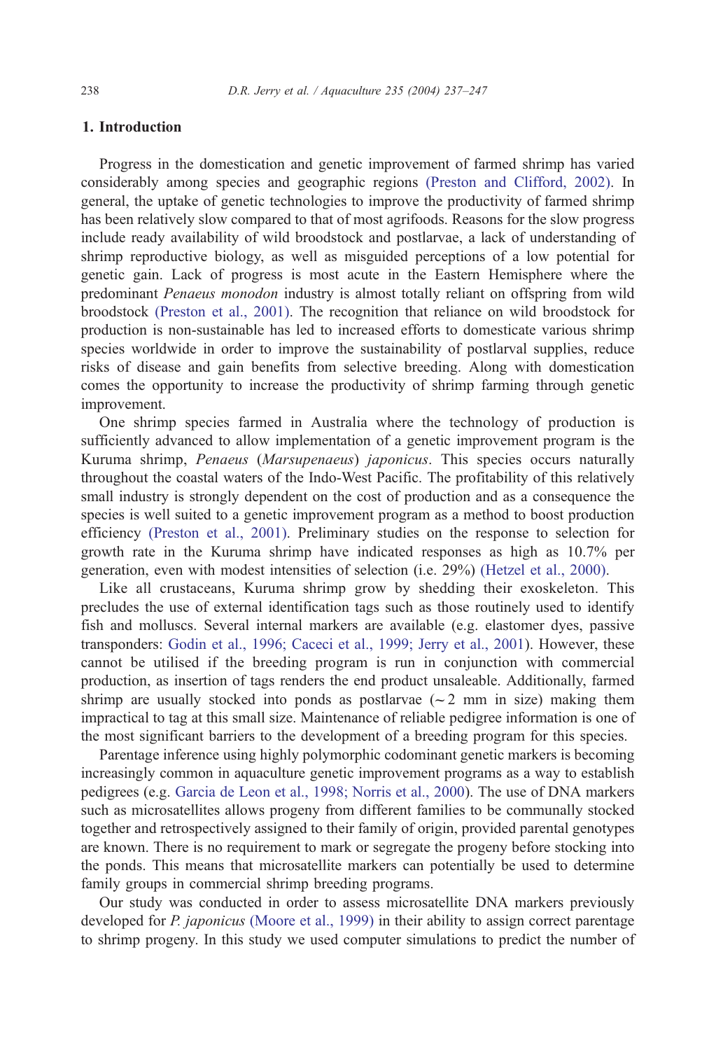## 1. Introduction

Progress in the domestication and genetic improvement of farmed shrimp has varied considerably among species and geographic regions (Preston and Clifford, 2002). In general, the uptake of genetic technologies to improve the productivity of farmed shrimp has been relatively slow compared to that of most agrifoods. Reasons for the slow progress include ready availability of wild broodstock and postlarvae, a lack of understanding of shrimp reproductive biology, as well as misguided perceptions of a low potential for genetic gain. Lack of progress is most acute in the Eastern Hemisphere where the predominant *Penaeus monodon* industry is almost totally reliant on offspring from wild broodstock (Preston et al., 2001). The recognition that reliance on wild broodstock for production is non-sustainable has led to increased efforts to domesticate various shrimp species worldwide in order to improve the sustainability of postlarval supplies, reduce risks of disease and gain benefits from selective breeding. Along with domestication comes the opportunity to increase the productivity of shrimp farming through genetic improvement.

One shrimp species farmed in Australia where the technology of production is sufficiently advanced to allow implementation of a genetic improvement program is the Kuruma shrimp, *Penaeus* (*Marsupenaeus*) *japonicus*. This species occurs naturally throughout the coastal waters of the Indo-West Pacific. The profitability of this relatively small industry is strongly dependent on the cost of production and as a consequence the species is well suited to a genetic improvement program as a method to boost production efficiency (Preston et al., 2001). Preliminary studies on the response to selection for growth rate in the Kuruma shrimp have indicated responses as high as 10.7% per generation, even with modest intensities of selection (i.e. 29%) (Hetzel et al., 2000).

Like all crustaceans, Kuruma shrimp grow by shedding their exoskeleton. This precludes the use of external identification tags such as those routinely used to identify fish and molluscs. Several internal markers are available (e.g. elastomer dyes, passive transponders: Godin et al., 1996; Caceci et al., 1999; Jerry et al., 2001). However, these cannot be utilised if the breeding program is run in conjunction with commercial production, as insertion of tags renders the end product unsaleable. Additionally, farmed shrimp are usually stocked into ponds as postlarvae (~2 mm in size) making them impractical to tag at this small size. Maintenance of reliable pedigree information is one of the most significant barriers to the development of a breeding program for this species.

Parentage inference using highly polymorphic codominant genetic markers is becoming increasingly common in aquaculture genetic improvement programs as a way to establish pedigrees (e.g. Garcia de Leon et al., 1998; Norris et al., 2000). The use of DNA markers such as microsatellites allows progeny from different families to be communally stocked together and retrospectively assigned to their family of origin, provided parental genotypes are known. There is no requirement to mark or segregate the progeny before stocking into the ponds. This means that microsatellite markers can potentially be used to determine family groups in commercial shrimp breeding programs.

Our study was conducted in order to assess microsatellite DNA markers previously developed for *P. japonicus* (Moore et al., 1999) in their ability to assign correct parentage to shrimp progeny. In this study we used computer simulations to predict the number of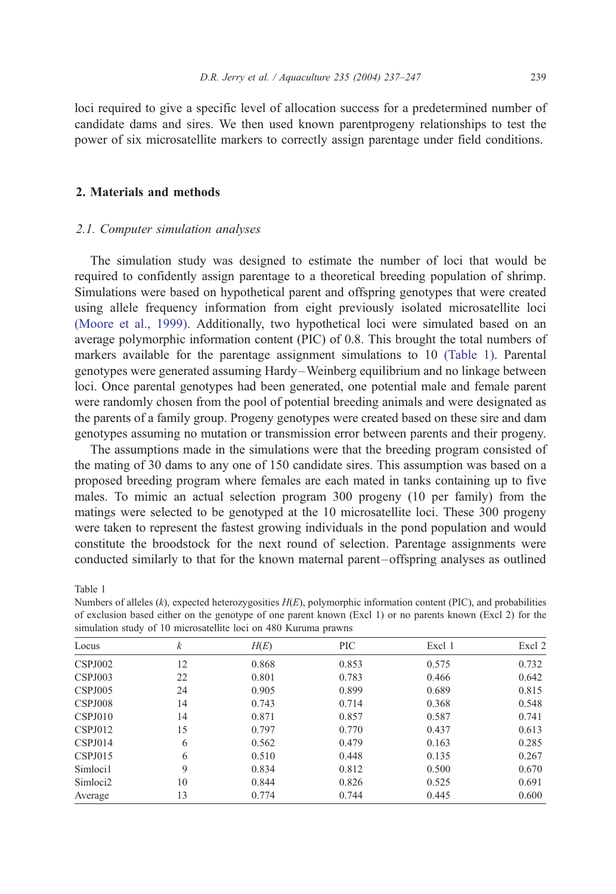loci required to give a specific level of allocation success for a predetermined number of candidate dams and sires. We then used known parentprogeny relationships to test the power of six microsatellite markers to correctly assign parentage under field conditions.

## 2. Materials and methods

### *2.1. Computer simulation analyses*

The simulation study was designed to estimate the number of loci that would be required to confidently assign parentage to a theoretical breeding population of shrimp. Simulations were based on hypothetical parent and offspring genotypes that were created using allele frequency information from eight previously isolated microsatellite loci (Moore et al., 1999). Additionally, two hypothetical loci were simulated based on an average polymorphic information content (PIC) of 0.8. This brought the total numbers of markers available for the parentage assignment simulations to 10 (Table 1). Parental genotypes were generated assuming Hardy–Weinberg equilibrium and no linkage between loci. Once parental genotypes had been generated, one potential male and female parent were randomly chosen from the pool of potential breeding animals and were designated as the parents of a family group. Progeny genotypes were created based on these sire and dam genotypes assuming no mutation or transmission error between parents and their progeny.

The assumptions made in the simulations were that the breeding program consisted of the mating of 30 dams to any one of 150 candidate sires. This assumption was based on a proposed breeding program where females are each mated in tanks containing up to five males. To mimic an actual selection program 300 progeny (10 per family) from the matings were selected to be genotyped at the 10 microsatellite loci. These 300 progeny were taken to represent the fastest growing individuals in the pond population and would constitute the broodstock for the next round of selection. Parentage assignments were conducted similarly to that for the known maternal parent–offspring analyses as outlined

Table 1
Numbers of alleles ($k$), expected heterozygosities $H(E)$, polymorphic information content (PIC), and probabilities of exclusion based either on the genotype of one parent known (Excl 1) or no parents known (Excl 2) for the simulation study of 10 microsatellite loci on 480 Kuruma prawns

| Locus | $k$ | $H(E)$ | PIC | Excl 1 | Excl 2 |
|---|---|---|---|---|---|
| CSPJ002 | 12 | 0.868 | 0.853 | 0.575 | 0.732 |
| CSPJ003 | 22 | 0.801 | 0.783 | 0.466 | 0.642 |
| CSPJ005 | 24 | 0.905 | 0.899 | 0.689 | 0.815 |
| CSPJ008 | 14 | 0.743 | 0.714 | 0.368 | 0.548 |
| CSPJ010 | 14 | 0.871 | 0.857 | 0.587 | 0.741 |
| CSPJ012 | 15 | 0.797 | 0.770 | 0.437 | 0.613 |
| CSPJ014 | 6 | 0.562 | 0.479 | 0.163 | 0.285 |
| CSPJ015 | 6 | 0.510 | 0.448 | 0.135 | 0.267 |
| Simloci1 | 9 | 0.834 | 0.812 | 0.500 | 0.670 |
| Simloci2 | 10 | 0.844 | 0.826 | 0.525 | 0.691 |
| Average | 13 | 0.774 | 0.744 | 0.445 | 0.600 |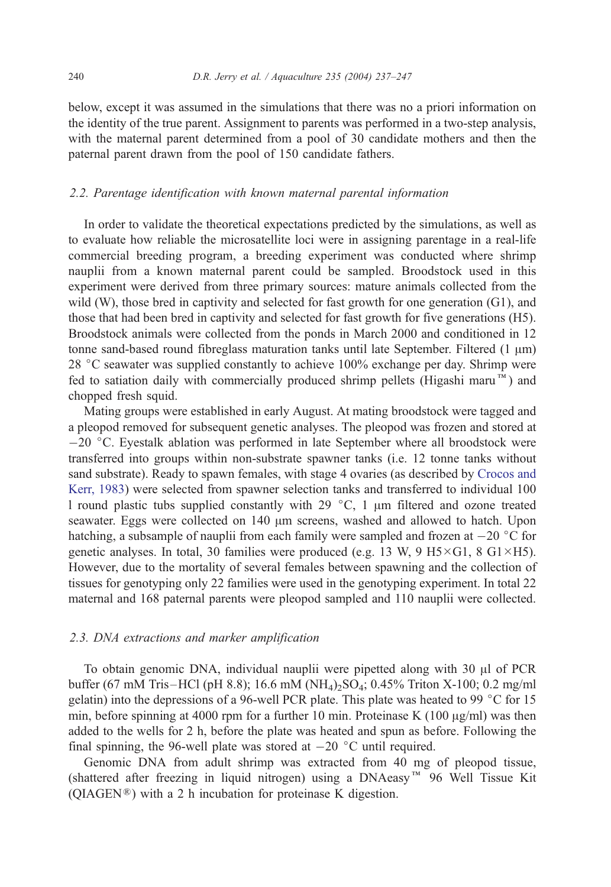below, except it was assumed in the simulations that there was no a priori information on the identity of the true parent. Assignment to parents was performed in a two-step analysis, with the maternal parent determined from a pool of 30 candidate mothers and then the paternal parent drawn from the pool of 150 candidate fathers.

### 2.2. Parentage identification with known maternal parental information

In order to validate the theoretical expectations predicted by the simulations, as well as to evaluate how reliable the microsatellite loci were in assigning parentage in a real-life commercial breeding program, a breeding experiment was conducted where shrimp nauplii from a known maternal parent could be sampled. Broodstock used in this experiment were derived from three primary sources: mature animals collected from the wild (W), those bred in captivity and selected for fast growth for one generation (G1), and those that had been bred in captivity and selected for fast growth for five generations (H5). Broodstock animals were collected from the ponds in March 2000 and conditioned in 12 tonne sand-based round fibreglass maturation tanks until late September. Filtered (1 μm) 28 °C seawater was supplied constantly to achieve 100% exchange per day. Shrimp were fed to satiation daily with commercially produced shrimp pellets (Higashi maru™) and chopped fresh squid.

Mating groups were established in early August. At mating broodstock were tagged and a pleopod removed for subsequent genetic analyses. The pleopod was frozen and stored at −20 °C. Eyestalk ablation was performed in late September where all broodstock were transferred into groups within non-substrate spawner tanks (i.e. 12 tonne tanks without sand substrate). Ready to spawn females, with stage 4 ovaries (as described by Crocos and Kerr, 1983) were selected from spawner selection tanks and transferred to individual 100 l round plastic tubs supplied constantly with 29 °C, 1 μm filtered and ozone treated seawater. Eggs were collected on 140 μm screens, washed and allowed to hatch. Upon hatching, a subsample of nauplii from each family were sampled and frozen at −20 °C for genetic analyses. In total, 30 families were produced (e.g. 13 W, 9 H5×G1, 8 G1×H5). However, due to the mortality of several females between spawning and the collection of tissues for genotyping only 22 families were used in the genotyping experiment. In total 22 maternal and 168 paternal parents were pleopod sampled and 110 nauplii were collected.

### 2.3. DNA extractions and marker amplification

To obtain genomic DNA, individual nauplii were pipetted along with 30 μl of PCR buffer (67 mM Tris–HCl (pH 8.8); 16.6 mM $(NH_4)_2SO_4$; 0.45% Triton X-100; 0.2 mg/ml gelatin) into the depressions of a 96-well PCR plate. This plate was heated to 99 °C for 15 min, before spinning at 4000 rpm for a further 10 min. Proteinase K (100 μg/ml) was then added to the wells for 2 h, before the plate was heated and spun as before. Following the final spinning, the 96-well plate was stored at −20 °C until required.

Genomic DNA from adult shrimp was extracted from 40 mg of pleopod tissue, (shattered after freezing in liquid nitrogen) using a DNAeasy™ 96 Well Tissue Kit (QIAGEN®) with a 2 h incubation for proteinase K digestion.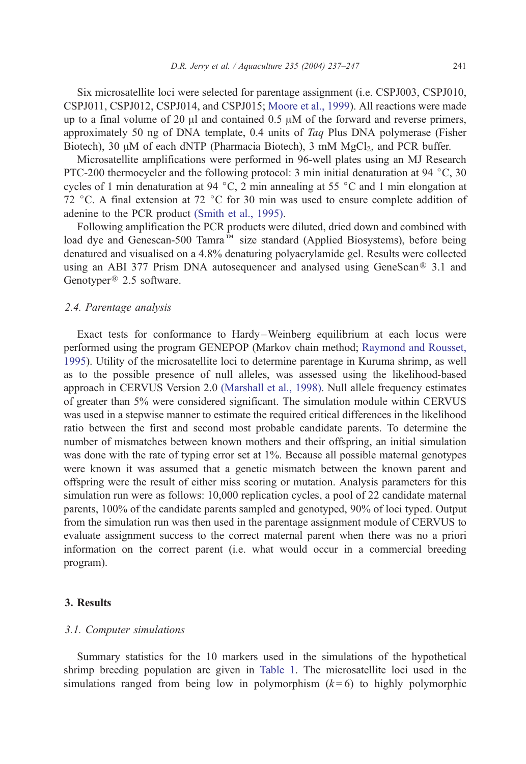Six microsatellite loci were selected for parentage assignment (i.e. CSPJ003, CSPJ010, CSPJ011, CSPJ012, CSPJ014, and CSPJ015; Moore et al., 1999). All reactions were made up to a final volume of 20 μl and contained 0.5 μM of the forward and reverse primers, approximately 50 ng of DNA template, 0.4 units of *Taq* Plus DNA polymerase (Fisher Biotech), 30 μM of each dNTP (Pharmacia Biotech), 3 mM $MgCl_2$, and PCR buffer.

Microsatellite amplifications were performed in 96-well plates using an MJ Research PTC-200 thermocycler and the following protocol: 3 min initial denaturation at 94 °C, 30 cycles of 1 min denaturation at 94 °C, 2 min annealing at 55 °C and 1 min elongation at 72 °C. A final extension at 72 °C for 30 min was used to ensure complete addition of adenine to the PCR product (Smith et al., 1995).

Following amplification the PCR products were diluted, dried down and combined with load dye and Genescan-500 Tamra™ size standard (Applied Biosystems), before being denatured and visualised on a 4.8% denaturing polyacrylamide gel. Results were collected using an ABI 377 Prism DNA autosequencer and analysed using GeneScan® 3.1 and Genotyper® 2.5 software.

### 2.4. Parentage analysis

Exact tests for conformance to Hardy–Weinberg equilibrium at each locus were performed using the program GENEPOP (Markov chain method; Raymond and Rousset, 1995). Utility of the microsatellite loci to determine parentage in Kuruma shrimp, as well as to the possible presence of null alleles, was assessed using the likelihood-based approach in CERVUS Version 2.0 (Marshall et al., 1998). Null allele frequency estimates of greater than 5% were considered significant. The simulation module within CERVUS was used in a stepwise manner to estimate the required critical differences in the likelihood ratio between the first and second most probable candidate parents. To determine the number of mismatches between known mothers and their offspring, an initial simulation was done with the rate of typing error set at 1%. Because all possible maternal genotypes were known it was assumed that a genetic mismatch between the known parent and offspring were the result of either miss scoring or mutation. Analysis parameters for this simulation run were as follows: 10,000 replication cycles, a pool of 22 candidate maternal parents, 100% of the candidate parents sampled and genotyped, 90% of loci typed. Output from the simulation run was then used in the parentage assignment module of CERVUS to evaluate assignment success to the correct maternal parent when there was no a priori information on the correct parent (i.e. what would occur in a commercial breeding program).

## 3. Results

### 3.1. Computer simulations

Summary statistics for the 10 markers used in the simulations of the hypothetical shrimp breeding population are given in Table 1. The microsatellite loci used in the simulations ranged from being low in polymorphism ($k = 6$) to highly polymorphic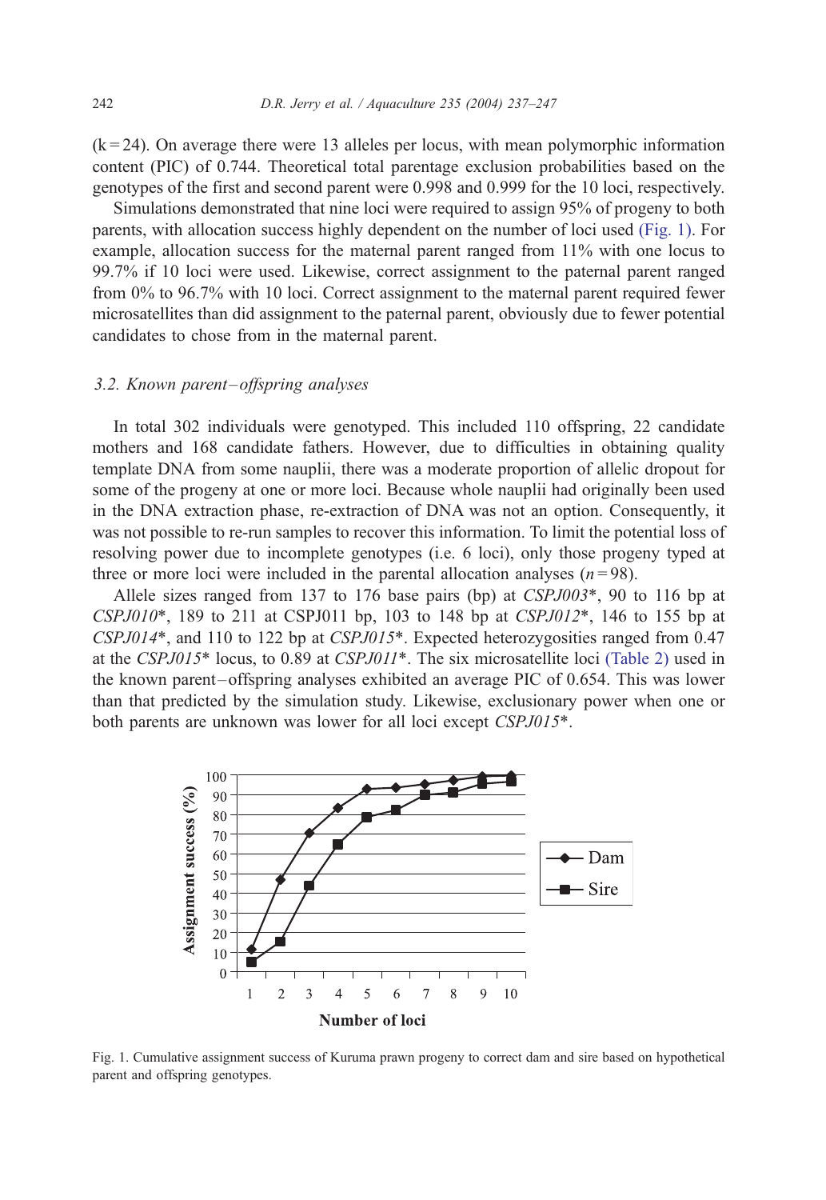(k = 24). On average there were 13 alleles per locus, with mean polymorphic information content (PIC) of 0.744. Theoretical total parentage exclusion probabilities based on the genotypes of the first and second parent were 0.998 and 0.999 for the 10 loci, respectively.

Simulations demonstrated that nine loci were required to assign 95% of progeny to both parents, with allocation success highly dependent on the number of loci used (Fig. 1). For example, allocation success for the maternal parent ranged from 11% with one locus to 99.7% if 10 loci were used. Likewise, correct assignment to the paternal parent ranged from 0% to 96.7% with 10 loci. Correct assignment to the maternal parent required fewer microsatellites than did assignment to the paternal parent, obviously due to fewer potential candidates to chose from in the maternal parent.

### 3.2. Known parent–offspring analyses

In total 302 individuals were genotyped. This included 110 offspring, 22 candidate mothers and 168 candidate fathers. However, due to difficulties in obtaining quality template DNA from some nauplii, there was a moderate proportion of allelic dropout for some of the progeny at one or more loci. Because whole nauplii had originally been used in the DNA extraction phase, re-extraction of DNA was not an option. Consequently, it was not possible to re-run samples to recover this information. To limit the potential loss of resolving power due to incomplete genotypes (i.e. 6 loci), only those progeny typed at three or more loci were included in the parental allocation analyses ($n = 98$).

Allele sizes ranged from 137 to 176 base pairs (bp) at *CSPJ003*\*, 90 to 116 bp at *CSPJ010*\*, 189 to 211 at CSPJ011 bp, 103 to 148 bp at *CSPJ012*\*, 146 to 155 bp at *CSPJ014*\*, and 110 to 122 bp at *CSPJ015*\*. Expected heterozygosities ranged from 0.47 at the *CSPJ015*\* locus, to 0.89 at *CSPJ011*\*. The six microsatellite loci (Table 2) used in the known parent–offspring analyses exhibited an average PIC of 0.654. This was lower than that predicted by the simulation study. Likewise, exclusionary power when one or both parents are unknown was lower for all loci except *CSPJ015*\*.

Fig. 1. Cumulative assignment success of Kuruma prawn progeny to correct dam and sire based on hypothetical parent and offspring genotypes.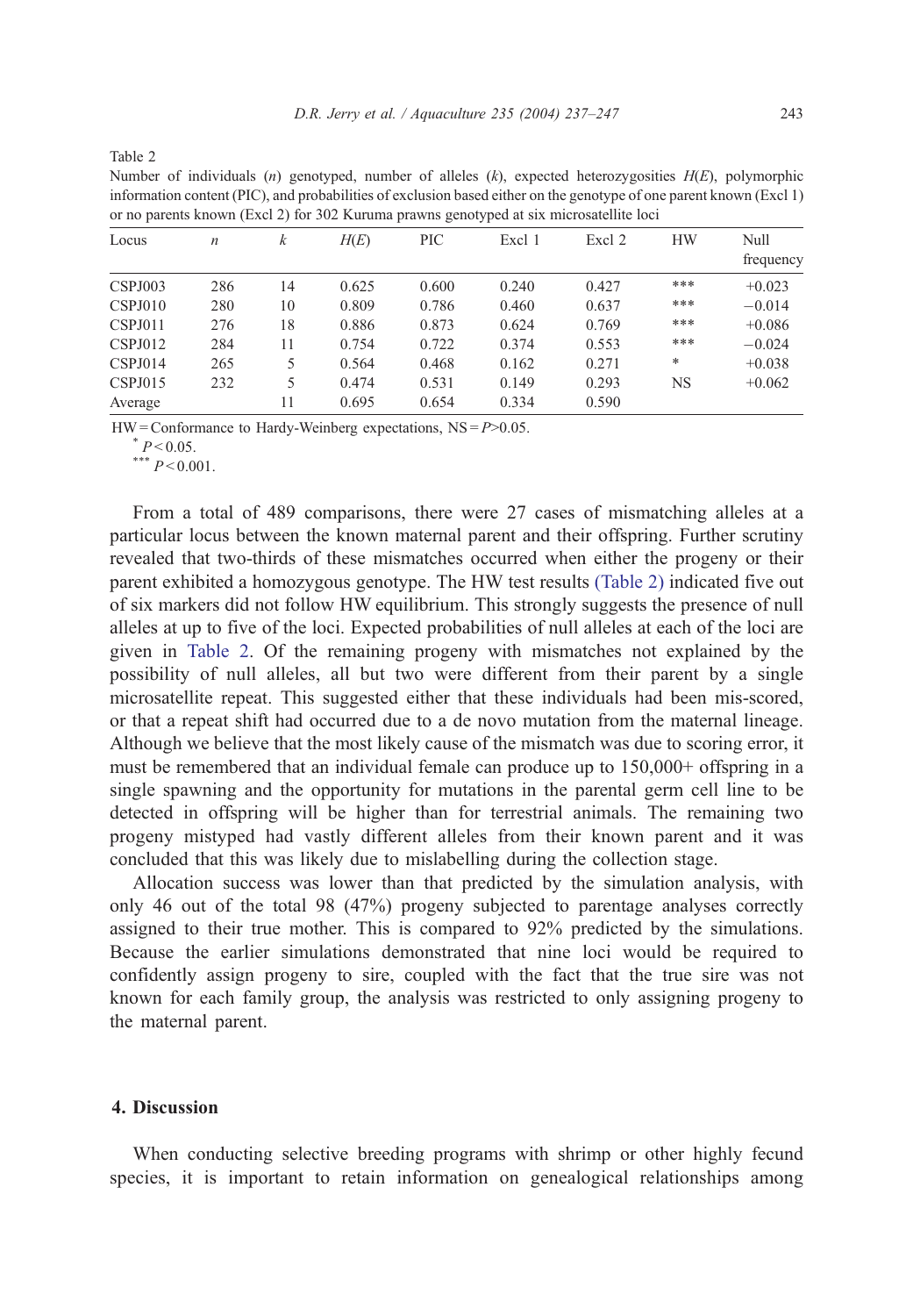Table 2

Number of individuals ($n$) genotyped, number of alleles ($k$), expected heterozygosities $H(E)$, polymorphic information content (PIC), and probabilities of exclusion based either on the genotype of one parent known (Excl 1) or no parents known (Excl 2) for 302 Kuruma prawns genotyped at six microsatellite loci

| Locus | $n$ | $k$ | $H(E)$ | PIC | Excl 1 | Excl 2 | HW | Null frequency |
|---|---|---|---|---|---|---|---|---|
| CSPJ003 | 286 | 14 | 0.625 | 0.600 | 0.240 | 0.427 | *** | +0.023 |
| CSPJ010 | 280 | 10 | 0.809 | 0.786 | 0.460 | 0.637 | *** | −0.014 |
| CSPJ011 | 276 | 18 | 0.886 | 0.873 | 0.624 | 0.769 | *** | +0.086 |
| CSPJ012 | 284 | 11 | 0.754 | 0.722 | 0.374 | 0.553 | *** | −0.024 |
| CSPJ014 | 265 | 5 | 0.564 | 0.468 | 0.162 | 0.271 | * | +0.038 |
| CSPJ015 | 232 | 5 | 0.474 | 0.531 | 0.149 | 0.293 | NS | +0.062 |
| Average | | 11 | 0.695 | 0.654 | 0.334 | 0.590 | | |

HW = Conformance to Hardy-Weinberg expectations, NS = $P$>0.05.

* $P$ < 0.05.

*** $P$ < 0.001.

From a total of 489 comparisons, there were 27 cases of mismatching alleles at a particular locus between the known maternal parent and their offspring. Further scrutiny revealed that two-thirds of these mismatches occurred when either the progeny or their parent exhibited a homozygous genotype. The HW test results (Table 2) indicated five out of six markers did not follow HW equilibrium. This strongly suggests the presence of null alleles at up to five of the loci. Expected probabilities of null alleles at each of the loci are given in Table 2. Of the remaining progeny with mismatches not explained by the possibility of null alleles, all but two were different from their parent by a single microsatellite repeat. This suggested either that these individuals had been mis-scored, or that a repeat shift had occurred due to a de novo mutation from the maternal lineage. Although we believe that the most likely cause of the mismatch was due to scoring error, it must be remembered that an individual female can produce up to 150,000+ offspring in a single spawning and the opportunity for mutations in the parental germ cell line to be detected in offspring will be higher than for terrestrial animals. The remaining two progeny mistyped had vastly different alleles from their known parent and it was concluded that this was likely due to mislabelling during the collection stage.

Allocation success was lower than that predicted by the simulation analysis, with only 46 out of the total 98 (47%) progeny subjected to parentage analyses correctly assigned to their true mother. This is compared to 92% predicted by the simulations. Because the earlier simulations demonstrated that nine loci would be required to confidently assign progeny to sire, coupled with the fact that the true sire was not known for each family group, the analysis was restricted to only assigning progeny to the maternal parent.

## 4. Discussion

When conducting selective breeding programs with shrimp or other highly fecund species, it is important to retain information on genealogical relationships among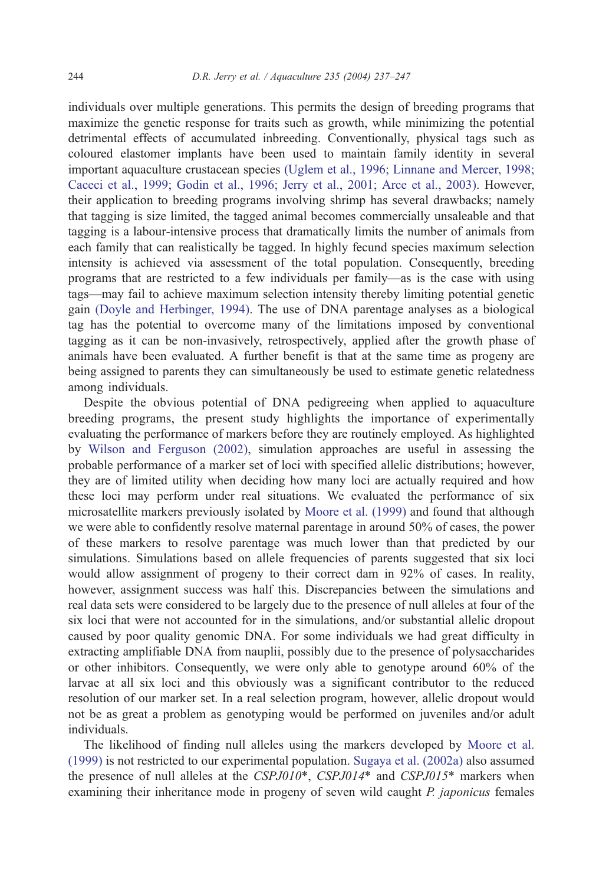individuals over multiple generations. This permits the design of breeding programs that maximize the genetic response for traits such as growth, while minimizing the potential detrimental effects of accumulated inbreeding. Conventionally, physical tags such as coloured elastomer implants have been used to maintain family identity in several important aquaculture crustacean species (Uglem et al., 1996; Linnane and Mercer, 1998; Caceci et al., 1999; Godin et al., 1996; Jerry et al., 2001; Arce et al., 2003). However, their application to breeding programs involving shrimp has several drawbacks; namely that tagging is size limited, the tagged animal becomes commercially unsaleable and that tagging is a labour-intensive process that dramatically limits the number of animals from each family that can realistically be tagged. In highly fecund species maximum selection intensity is achieved via assessment of the total population. Consequently, breeding programs that are restricted to a few individuals per family—as is the case with using tags—may fail to achieve maximum selection intensity thereby limiting potential genetic gain (Doyle and Herbinger, 1994). The use of DNA parentage analyses as a biological tag has the potential to overcome many of the limitations imposed by conventional tagging as it can be non-invasively, retrospectively, applied after the growth phase of animals have been evaluated. A further benefit is that at the same time as progeny are being assigned to parents they can simultaneously be used to estimate genetic relatedness among individuals.

Despite the obvious potential of DNA pedigreeing when applied to aquaculture breeding programs, the present study highlights the importance of experimentally evaluating the performance of markers before they are routinely employed. As highlighted by Wilson and Ferguson (2002), simulation approaches are useful in assessing the probable performance of a marker set of loci with specified allelic distributions; however, they are of limited utility when deciding how many loci are actually required and how these loci may perform under real situations. We evaluated the performance of six microsatellite markers previously isolated by Moore et al. (1999) and found that although we were able to confidently resolve maternal parentage in around 50% of cases, the power of these markers to resolve parentage was much lower than that predicted by our simulations. Simulations based on allele frequencies of parents suggested that six loci would allow assignment of progeny to their correct dam in 92% of cases. In reality, however, assignment success was half this. Discrepancies between the simulations and real data sets were considered to be largely due to the presence of null alleles at four of the six loci that were not accounted for in the simulations, and/or substantial allelic dropout caused by poor quality genomic DNA. For some individuals we had great difficulty in extracting amplifiable DNA from nauplii, possibly due to the presence of polysaccharides or other inhibitors. Consequently, we were only able to genotype around 60% of the larvae at all six loci and this obviously was a significant contributor to the reduced resolution of our marker set. In a real selection program, however, allelic dropout would not be as great a problem as genotyping would be performed on juveniles and/or adult individuals.

The likelihood of finding null alleles using the markers developed by Moore et al. (1999) is not restricted to our experimental population. Sugaya et al. (2002a) also assumed the presence of null alleles at the *CSPJ010\**, *CSPJ014\** and *CSPJ015\** markers when examining their inheritance mode in progeny of seven wild caught *P. japonicus* females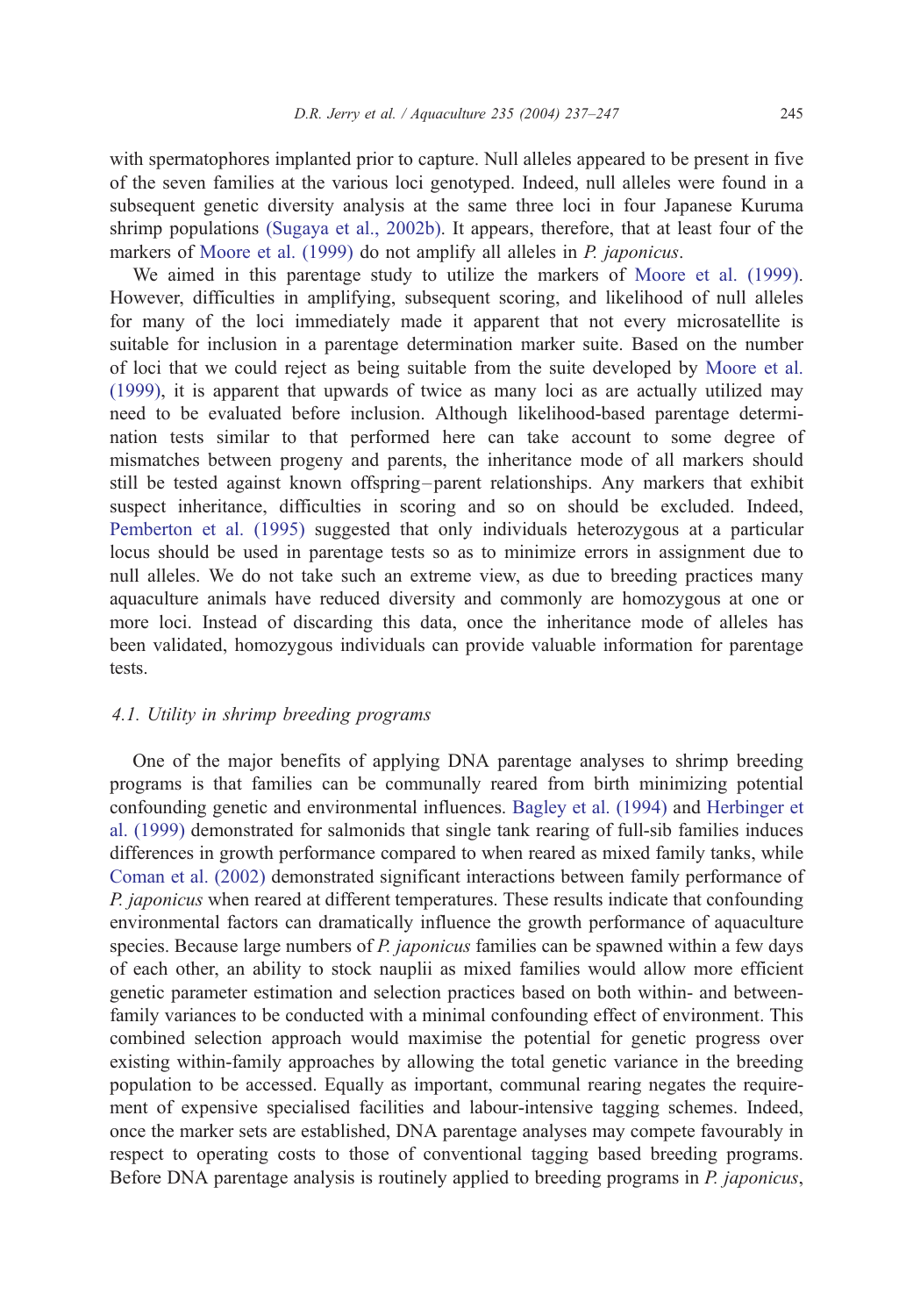with spermatophores implanted prior to capture. Null alleles appeared to be present in five of the seven families at the various loci genotyped. Indeed, null alleles were found in a subsequent genetic diversity analysis at the same three loci in four Japanese Kuruma shrimp populations (Sugaya et al., 2002b). It appears, therefore, that at least four of the markers of Moore et al. (1999) do not amplify all alleles in *P. japonicus*.

We aimed in this parentage study to utilize the markers of Moore et al. (1999). However, difficulties in amplifying, subsequent scoring, and likelihood of null alleles for many of the loci immediately made it apparent that not every microsatellite is suitable for inclusion in a parentage determination marker suite. Based on the number of loci that we could reject as being suitable from the suite developed by Moore et al. (1999), it is apparent that upwards of twice as many loci as are actually utilized may need to be evaluated before inclusion. Although likelihood-based parentage determination tests similar to that performed here can take account to some degree of mismatches between progeny and parents, the inheritance mode of all markers should still be tested against known offspring–parent relationships. Any markers that exhibit suspect inheritance, difficulties in scoring and so on should be excluded. Indeed, Pemberton et al. (1995) suggested that only individuals heterozygous at a particular locus should be used in parentage tests so as to minimize errors in assignment due to null alleles. We do not take such an extreme view, as due to breeding practices many aquaculture animals have reduced diversity and commonly are homozygous at one or more loci. Instead of discarding this data, once the inheritance mode of alleles has been validated, homozygous individuals can provide valuable information for parentage tests.

### 4.1. Utility in shrimp breeding programs

One of the major benefits of applying DNA parentage analyses to shrimp breeding programs is that families can be communally reared from birth minimizing potential confounding genetic and environmental influences. Bagley et al. (1994) and Herbinger et al. (1999) demonstrated for salmonids that single tank rearing of full-sib families induces differences in growth performance compared to when reared as mixed family tanks, while Coman et al. (2002) demonstrated significant interactions between family performance of *P. japonicus* when reared at different temperatures. These results indicate that confounding environmental factors can dramatically influence the growth performance of aquaculture species. Because large numbers of *P. japonicus* families can be spawned within a few days of each other, an ability to stock nauplii as mixed families would allow more efficient genetic parameter estimation and selection practices based on both within- and between-family variances to be conducted with a minimal confounding effect of environment. This combined selection approach would maximise the potential for genetic progress over existing within-family approaches by allowing the total genetic variance in the breeding population to be accessed. Equally as important, communal rearing negates the requirement of expensive specialised facilities and labour-intensive tagging schemes. Indeed, once the marker sets are established, DNA parentage analyses may compete favourably in respect to operating costs to those of conventional tagging based breeding programs. Before DNA parentage analysis is routinely applied to breeding programs in *P. japonicus*,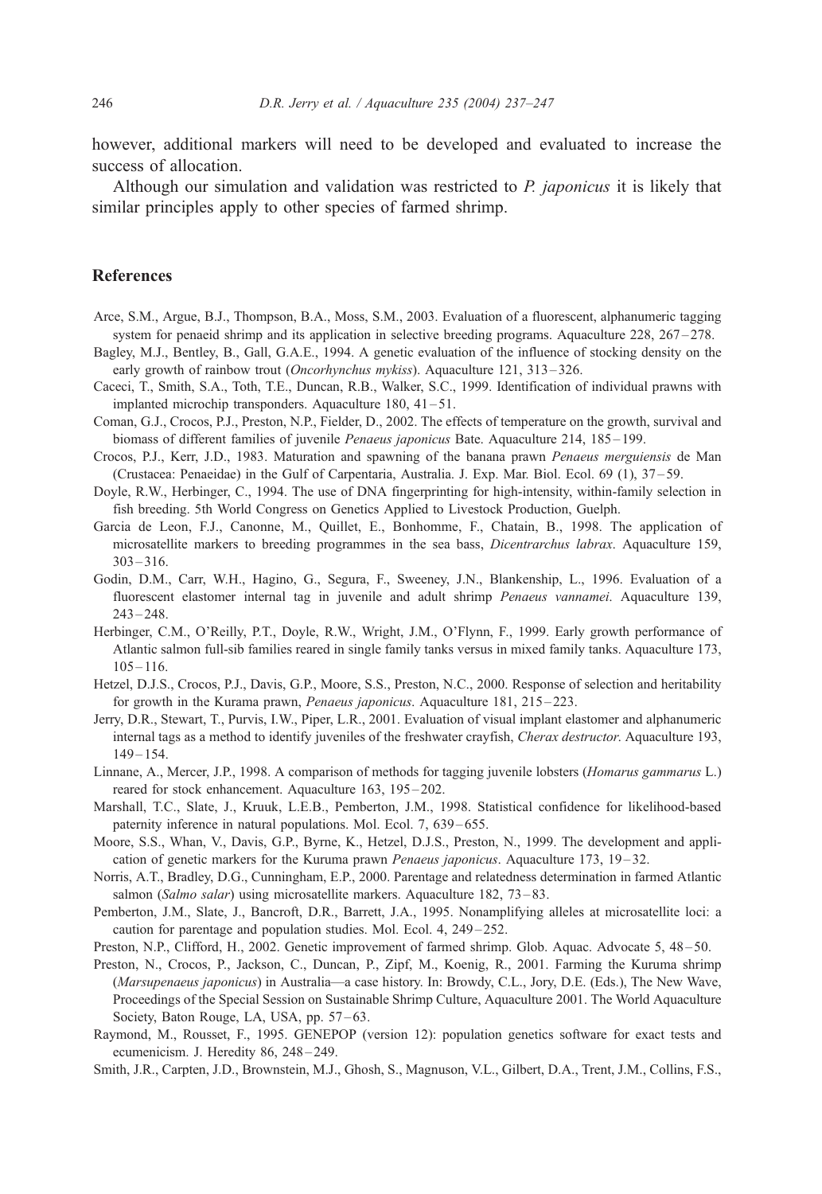however, additional markers will need to be developed and evaluated to increase the success of allocation.

Although our simulation and validation was restricted to *P. japonicus* it is likely that similar principles apply to other species of farmed shrimp.

## References

Arce, S.M., Argue, B.J., Thompson, B.A., Moss, S.M., 2003. Evaluation of a fluorescent, alphanumeric tagging system for penaeid shrimp and its application in selective breeding programs. Aquaculture 228, 267–278.

Bagley, M.J., Bentley, B., Gall, G.A.E., 1994. A genetic evaluation of the influence of stocking density on the early growth of rainbow trout (*Oncorhynchus mykiss*). Aquaculture 121, 313–326.

Caceci, T., Smith, S.A., Toth, T.E., Duncan, R.B., Walker, S.C., 1999. Identification of individual prawns with implanted microchip transponders. Aquaculture 180, 41–51.

Coman, G.J., Crocos, P.J., Preston, N.P., Fielder, D., 2002. The effects of temperature on the growth, survival and biomass of different families of juvenile *Penaeus japonicus* Bate. Aquaculture 214, 185–199.

Crocos, P.J., Kerr, J.D., 1983. Maturation and spawning of the banana prawn *Penaeus merguiensis* de Man (Crustacea: Penaeidae) in the Gulf of Carpentaria, Australia. J. Exp. Mar. Biol. Ecol. 69 (1), 37–59.

Doyle, R.W., Herbinger, C., 1994. The use of DNA fingerprinting for high-intensity, within-family selection in fish breeding. 5th World Congress on Genetics Applied to Livestock Production, Guelph.

Garcia de Leon, F.J., Canonne, M., Quillet, E., Bonhomme, F., Chatain, B., 1998. The application of microsatellite markers to breeding programmes in the sea bass, *Dicentrarchus labrax*. Aquaculture 159, 303–316.

Godin, D.M., Carr, W.H., Hagino, G., Segura, F., Sweeney, J.N., Blankenship, L., 1996. Evaluation of a fluorescent elastomer internal tag in juvenile and adult shrimp *Penaeus vannamei*. Aquaculture 139, 243–248.

Herbinger, C.M., O'Reilly, P.T., Doyle, R.W., Wright, J.M., O'Flynn, F., 1999. Early growth performance of Atlantic salmon full-sib families reared in single family tanks versus in mixed family tanks. Aquaculture 173, 105–116.

Hetzel, D.J.S., Crocos, P.J., Davis, G.P., Moore, S.S., Preston, N.C., 2000. Response of selection and heritability for growth in the Kurama prawn, *Penaeus japonicus*. Aquaculture 181, 215–223.

Jerry, D.R., Stewart, T., Purvis, I.W., Piper, L.R., 2001. Evaluation of visual implant elastomer and alphanumeric internal tags as a method to identify juveniles of the freshwater crayfish, *Cherax destructor*. Aquaculture 193, 149–154.

Linnane, A., Mercer, J.P., 1998. A comparison of methods for tagging juvenile lobsters (*Homarus gammarus* L.) reared for stock enhancement. Aquaculture 163, 195–202.

Marshall, T.C., Slate, J., Kruuk, L.E.B., Pemberton, J.M., 1998. Statistical confidence for likelihood-based paternity inference in natural populations. Mol. Ecol. 7, 639–655.

Moore, S.S., Whan, V., Davis, G.P., Byrne, K., Hetzel, D.J.S., Preston, N., 1999. The development and application of genetic markers for the Kuruma prawn *Penaeus japonicus*. Aquaculture 173, 19–32.

Norris, A.T., Bradley, D.G., Cunningham, E.P., 2000. Parentage and relatedness determination in farmed Atlantic salmon (*Salmo salar*) using microsatellite markers. Aquaculture 182, 73–83.

Pemberton, J.M., Slate, J., Bancroft, D.R., Barrett, J.A., 1995. Nonamplifying alleles at microsatellite loci: a caution for parentage and population studies. Mol. Ecol. 4, 249–252.

Preston, N.P., Clifford, H., 2002. Genetic improvement of farmed shrimp. Glob. Aquac. Advocate 5, 48–50.

Preston, N., Crocos, P., Jackson, C., Duncan, P., Zipf, M., Koenig, R., 2001. Farming the Kuruma shrimp (*Marsupenaeus japonicus*) in Australia—a case history. In: Browdy, C.L., Jory, D.E. (Eds.), The New Wave, Proceedings of the Special Session on Sustainable Shrimp Culture, Aquaculture 2001. The World Aquaculture Society, Baton Rouge, LA, USA, pp. 57–63.

Raymond, M., Rousset, F., 1995. GENEPOP (version 12): population genetics software for exact tests and ecumenicism. J. Heredity 86, 248–249.

Smith, J.R., Carpten, J.D., Brownstein, M.J., Ghosh, S., Magnuson, V.L., Gilbert, D.A., Trent, J.M., Collins, F.S.,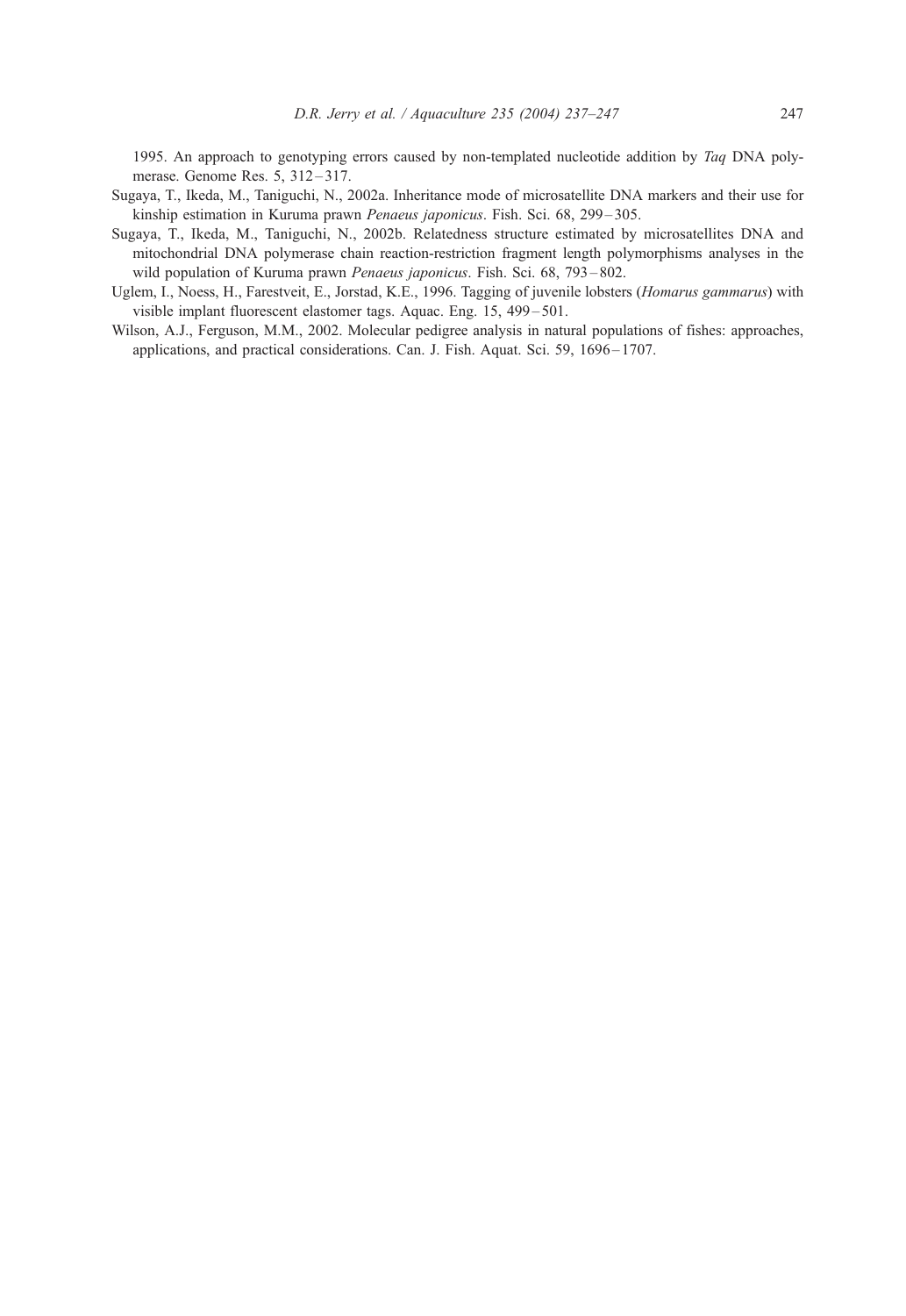1995. An approach to genotyping errors caused by non-templated nucleotide addition by *Taq* DNA polymerase. Genome Res. 5, 312–317.

Sugaya, T., Ikeda, M., Taniguchi, N., 2002a. Inheritance mode of microsatellite DNA markers and their use for kinship estimation in Kuruma prawn *Penaeus japonicus*. Fish. Sci. 68, 299–305.

Sugaya, T., Ikeda, M., Taniguchi, N., 2002b. Relatedness structure estimated by microsatellites DNA and mitochondrial DNA polymerase chain reaction-restriction fragment length polymorphisms analyses in the wild population of Kuruma prawn *Penaeus japonicus*. Fish. Sci. 68, 793–802.

Uglem, I., Noess, H., Farestveit, E., Jorstad, K.E., 1996. Tagging of juvenile lobsters (*Homarus gammarus*) with visible implant fluorescent elastomer tags. Aquac. Eng. 15, 499–501.

Wilson, A.J., Ferguson, M.M., 2002. Molecular pedigree analysis in natural populations of fishes: approaches, applications, and practical considerations. Can. J. Fish. Aquat. Sci. 59, 1696–1707.